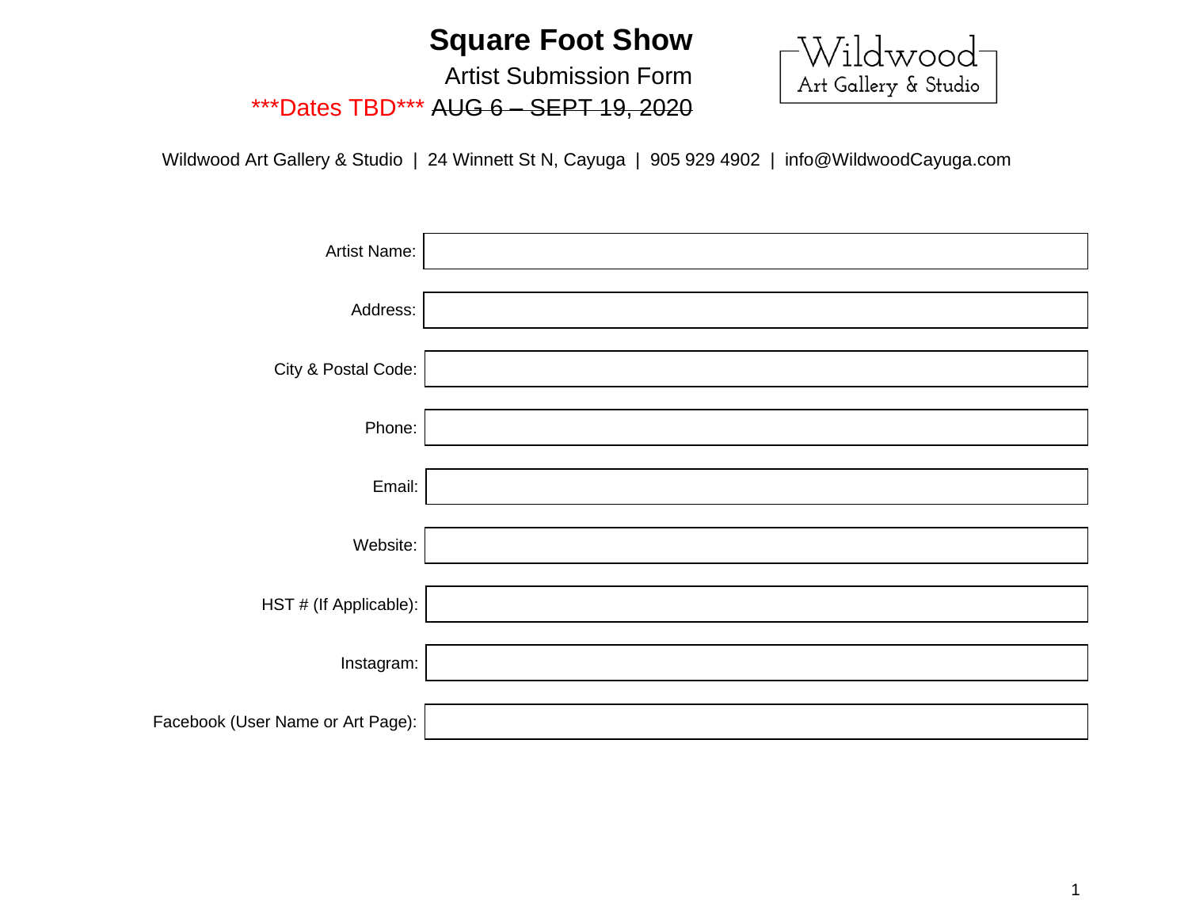# Square Foot Show

Artist Submission Form

***Dates TBD*** ~~AUG 6 – SEPT 19, 2020~~

Wildwood Art Gallery & Studio

Wildwood Art Gallery & Studio | 24 Winnett St N, Cayuga | 905 929 4902 | info@WildwoodCayuga.com

Artist Name:

Address:

City & Postal Code:

Phone:

Email:

Website:

HST # (If Applicable):

Instagram:

Facebook (User Name or Art Page):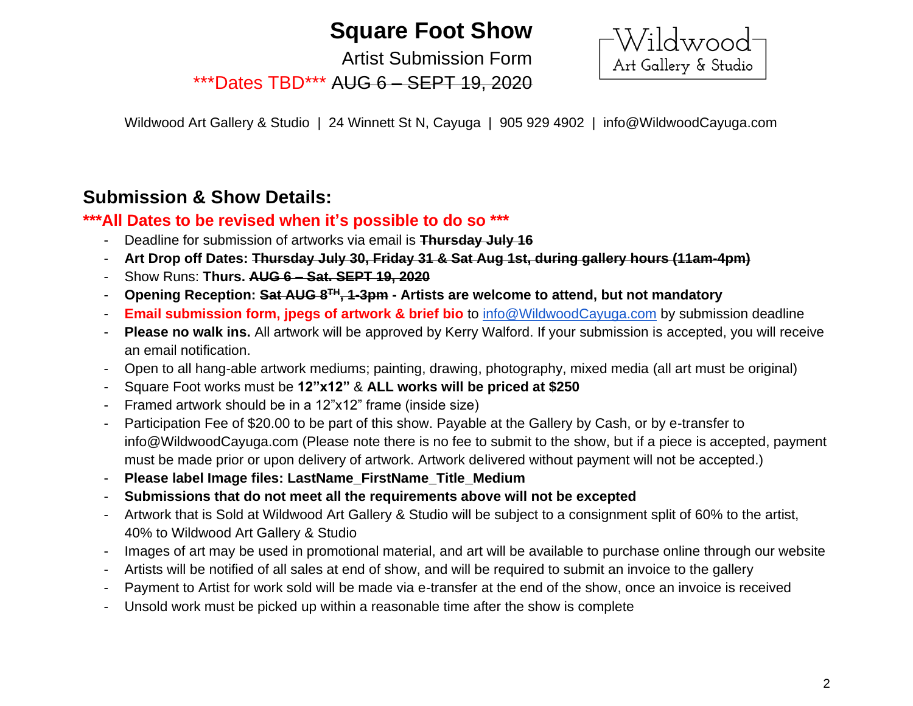# Square Foot Show

Artist Submission Form

***Dates TBD*** ~~AUG 6 – SEPT 19, 2020~~

Wildwood Art Gallery & Studio

Wildwood Art Gallery & Studio | 24 Winnett St N, Cayuga | 905 929 4902 | info@WildwoodCayuga.com

## Submission & Show Details:

**\*\*\*All Dates to be revised when it's possible to do so \*\*\***

- Deadline for submission of artworks via email is ~~**Thursday July 16**~~
- **Art Drop off Dates:** ~~**Thursday July 30, Friday 31 & Sat Aug 1st, during gallery hours (11am-4pm)**~~
- Show Runs: **Thurs.** ~~**AUG 6 – Sat. SEPT 19, 2020**~~
- **Opening Reception:** ~~**Sat AUG 8TH, 1-3pm**~~ **- Artists are welcome to attend, but not mandatory**
- **Email submission form, jpegs of artwork & brief bio** to [info@WildwoodCayuga.com](mailto:info@WildwoodCayuga.com) by submission deadline
- **Please no walk ins.** All artwork will be approved by Kerry Walford. If your submission is accepted, you will receive an email notification.
- Open to all hang-able artwork mediums; painting, drawing, photography, mixed media (all art must be original)
- Square Foot works must be **12"x12"** & **ALL works will be priced at $250**
- Framed artwork should be in a 12"x12" frame (inside size)
- Participation Fee of $20.00 to be part of this show. Payable at the Gallery by Cash, or by e-transfer to info@WildwoodCayuga.com (Please note there is no fee to submit to the show, but if a piece is accepted, payment must be made prior or upon delivery of artwork. Artwork delivered without payment will not be accepted.)
- **Please label Image files: LastName_FirstName_Title_Medium**
- **Submissions that do not meet all the requirements above will not be excepted**
- Artwork that is Sold at Wildwood Art Gallery & Studio will be subject to a consignment split of 60% to the artist, 40% to Wildwood Art Gallery & Studio
- Images of art may be used in promotional material, and art will be available to purchase online through our website
- Artists will be notified of all sales at end of show, and will be required to submit an invoice to the gallery
- Payment to Artist for work sold will be made via e-transfer at the end of the show, once an invoice is received
- Unsold work must be picked up within a reasonable time after the show is complete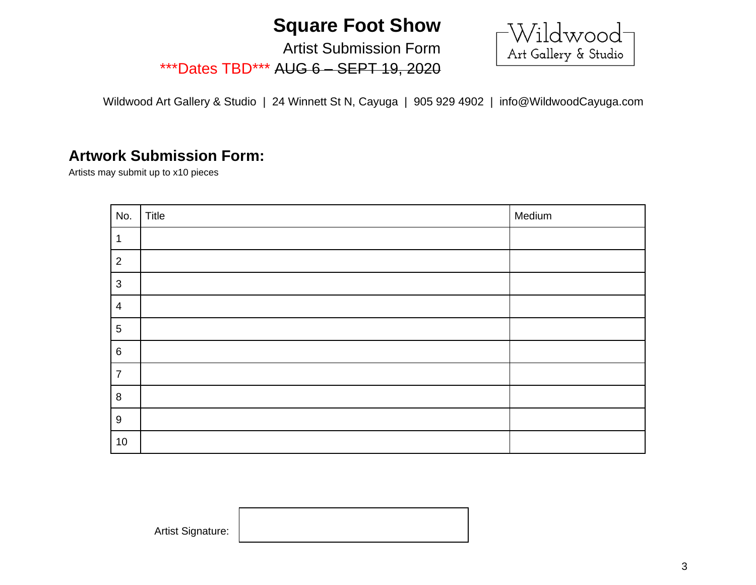# Square Foot Show

Artist Submission Form

***Dates TBD*** ~~AUG 6 – SEPT 19, 2020~~

Wildwood Art Gallery & Studio

Wildwood Art Gallery & Studio | 24 Winnett St N, Cayuga | 905 929 4902 | info@WildwoodCayuga.com

## Artwork Submission Form:

Artists may submit up to x10 pieces

| No. | Title | Medium |
|---|---|---|
| 1 | | |
| 2 | | |
| 3 | | |
| 4 | | |
| 5 | | |
| 6 | | |
| 7 | | |
| 8 | | |
| 9 | | |
| 10 | | |

Artist Signature: